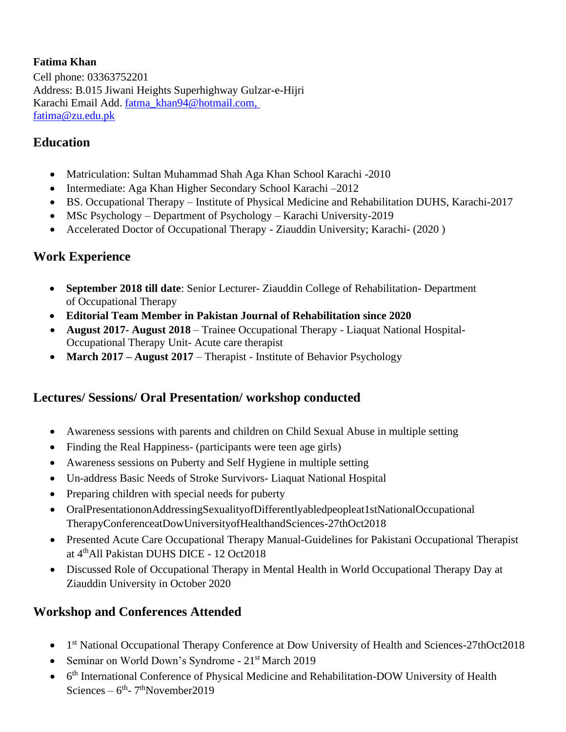**Fatima Khan**
Cell phone: 03363752201
Address: B.015 Jiwani Heights Superhighway Gulzar-e-Hijri
Karachi Email Add. fatma_khan94@hotmail.com,
fatima@zu.edu.pk

## Education

- Matriculation: Sultan Muhammad Shah Aga Khan School Karachi -2010
- Intermediate: Aga Khan Higher Secondary School Karachi –2012
- BS. Occupational Therapy – Institute of Physical Medicine and Rehabilitation DUHS, Karachi-2017
- MSc Psychology – Department of Psychology – Karachi University-2019
- Accelerated Doctor of Occupational Therapy - Ziauddin University; Karachi- (2020 )

## Work Experience

- **September 2018 till date**: Senior Lecturer- Ziauddin College of Rehabilitation- Department of Occupational Therapy
- **Editorial Team Member in Pakistan Journal of Rehabilitation since 2020**
- **August 2017- August 2018** – Trainee Occupational Therapy - Liaquat National Hospital- Occupational Therapy Unit- Acute care therapist
- **March 2017 – August 2017** – Therapist - Institute of Behavior Psychology

## Lectures/ Sessions/ Oral Presentation/ workshop conducted

- Awareness sessions with parents and children on Child Sexual Abuse in multiple setting
- Finding the Real Happiness- (participants were teen age girls)
- Awareness sessions on Puberty and Self Hygiene in multiple setting
- Un-address Basic Needs of Stroke Survivors- Liaquat National Hospital
- Preparing children with special needs for puberty
- OralPresentationonAddressingSexualityofDifferentlyabledpeopleat1stNationalOccupational TherapyConferenceatDowUniversityofHealthandSciences-27thOct2018
- Presented Acute Care Occupational Therapy Manual-Guidelines for Pakistani Occupational Therapist at 4thAll Pakistan DUHS DICE - 12 Oct2018
- Discussed Role of Occupational Therapy in Mental Health in World Occupational Therapy Day at Ziauddin University in October 2020

## Workshop and Conferences Attended

- 1st National Occupational Therapy Conference at Dow University of Health and Sciences-27thOct2018
- Seminar on World Down's Syndrome - 21st March 2019
- 6th International Conference of Physical Medicine and Rehabilitation-DOW University of Health Sciences – 6th- 7thNovember2019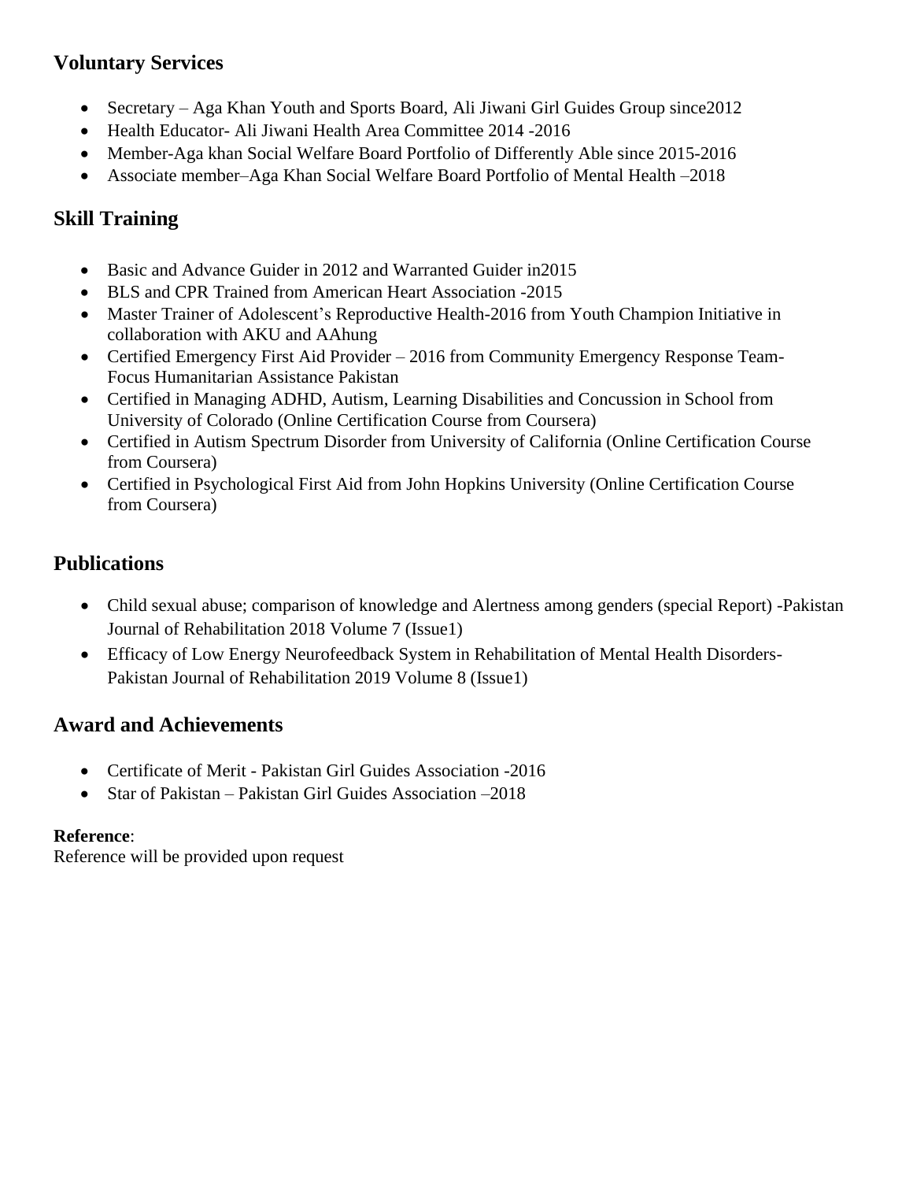## Voluntary Services

- Secretary – Aga Khan Youth and Sports Board, Ali Jiwani Girl Guides Group since2012
- Health Educator- Ali Jiwani Health Area Committee 2014 -2016
- Member-Aga khan Social Welfare Board Portfolio of Differently Able since 2015-2016
- Associate member–Aga Khan Social Welfare Board Portfolio of Mental Health –2018

## Skill Training

- Basic and Advance Guider in 2012 and Warranted Guider in2015
- BLS and CPR Trained from American Heart Association -2015
- Master Trainer of Adolescent's Reproductive Health-2016 from Youth Champion Initiative in collaboration with AKU and AAhung
- Certified Emergency First Aid Provider – 2016 from Community Emergency Response Team-Focus Humanitarian Assistance Pakistan
- Certified in Managing ADHD, Autism, Learning Disabilities and Concussion in School from University of Colorado (Online Certification Course from Coursera)
- Certified in Autism Spectrum Disorder from University of California (Online Certification Course from Coursera)
- Certified in Psychological First Aid from John Hopkins University (Online Certification Course from Coursera)

## Publications

- Child sexual abuse; comparison of knowledge and Alertness among genders (special Report) -Pakistan Journal of Rehabilitation 2018 Volume 7 (Issue1)
- Efficacy of Low Energy Neurofeedback System in Rehabilitation of Mental Health Disorders-Pakistan Journal of Rehabilitation 2019 Volume 8 (Issue1)

## Award and Achievements

- Certificate of Merit - Pakistan Girl Guides Association -2016
- Star of Pakistan – Pakistan Girl Guides Association –2018

**Reference**:
Reference will be provided upon request